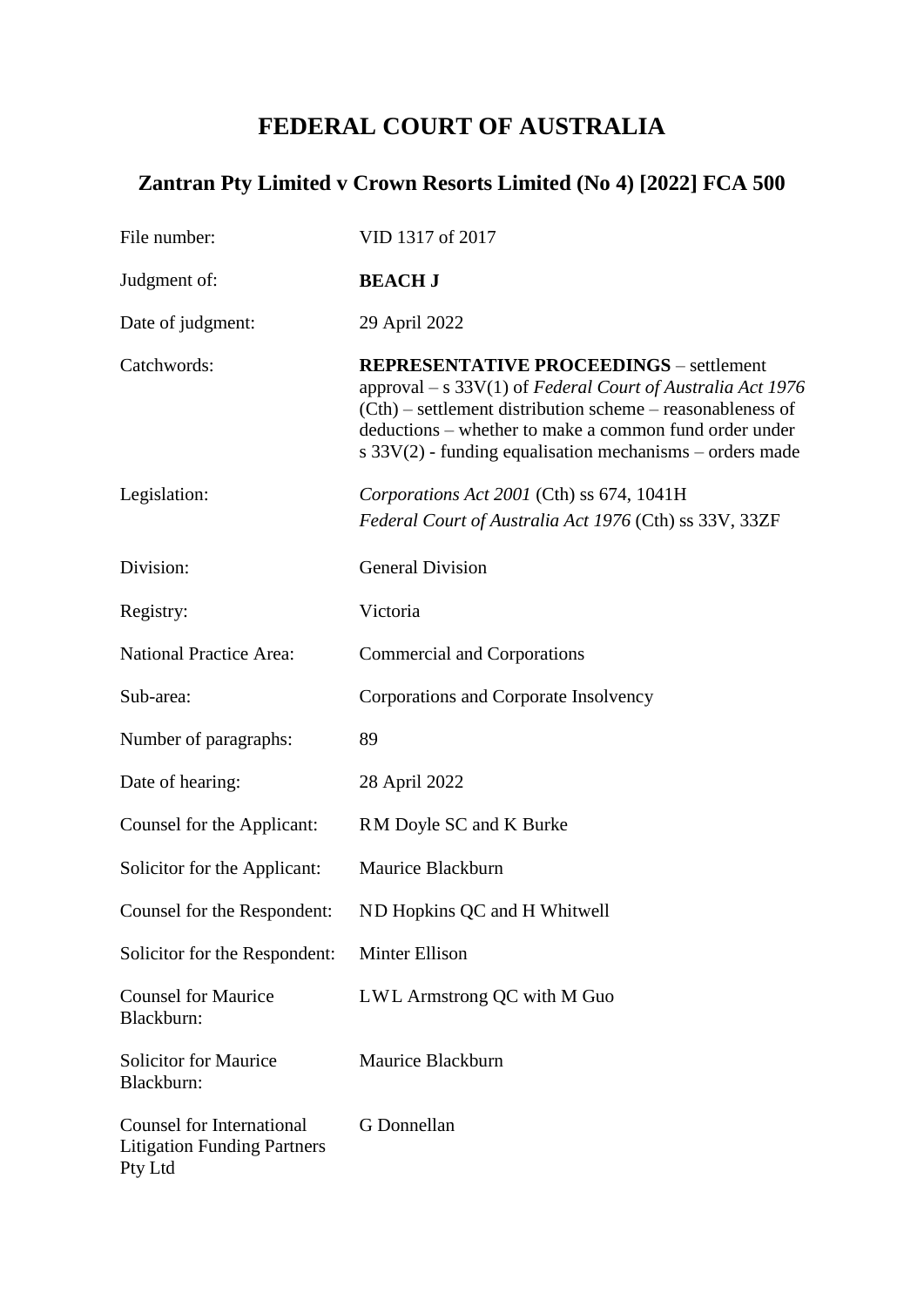# FEDERAL COURT OF AUSTRALIA

## Zantran Pty Limited v Crown Resorts Limited (No 4) [2022] FCA 500

| | |
|---|---|
| File number: | VID 1317 of 2017 |
| Judgment of: | **BEACH J** |
| Date of judgment: | 29 April 2022 |
| Catchwords: | **REPRESENTATIVE PROCEEDINGS** – settlement approval – s 33V(1) of *Federal Court of Australia Act 1976* (Cth) – settlement distribution scheme – reasonableness of deductions – whether to make a common fund order under s 33V(2) - funding equalisation mechanisms – orders made |
| Legislation: | *Corporations Act 2001* (Cth) ss 674, 1041H<br>*Federal Court of Australia Act 1976* (Cth) ss 33V, 33ZF |
| Division: | General Division |
| Registry: | Victoria |
| National Practice Area: | Commercial and Corporations |
| Sub-area: | Corporations and Corporate Insolvency |
| Number of paragraphs: | 89 |
| Date of hearing: | 28 April 2022 |
| Counsel for the Applicant: | RM Doyle SC and K Burke |
| Solicitor for the Applicant: | Maurice Blackburn |
| Counsel for the Respondent: | ND Hopkins QC and H Whitwell |
| Solicitor for the Respondent: | Minter Ellison |
| Counsel for Maurice Blackburn: | LWL Armstrong QC with M Guo |
| Solicitor for Maurice Blackburn: | Maurice Blackburn |
| Counsel for International Litigation Funding Partners Pty Ltd | G Donnellan |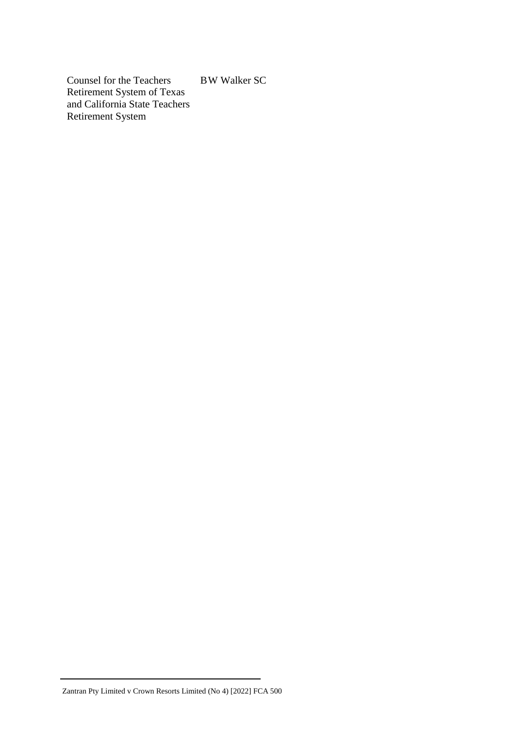| | |
|---|---|
| Counsel for the Teachers Retirement System of Texas and California State Teachers Retirement System | BW Walker SC |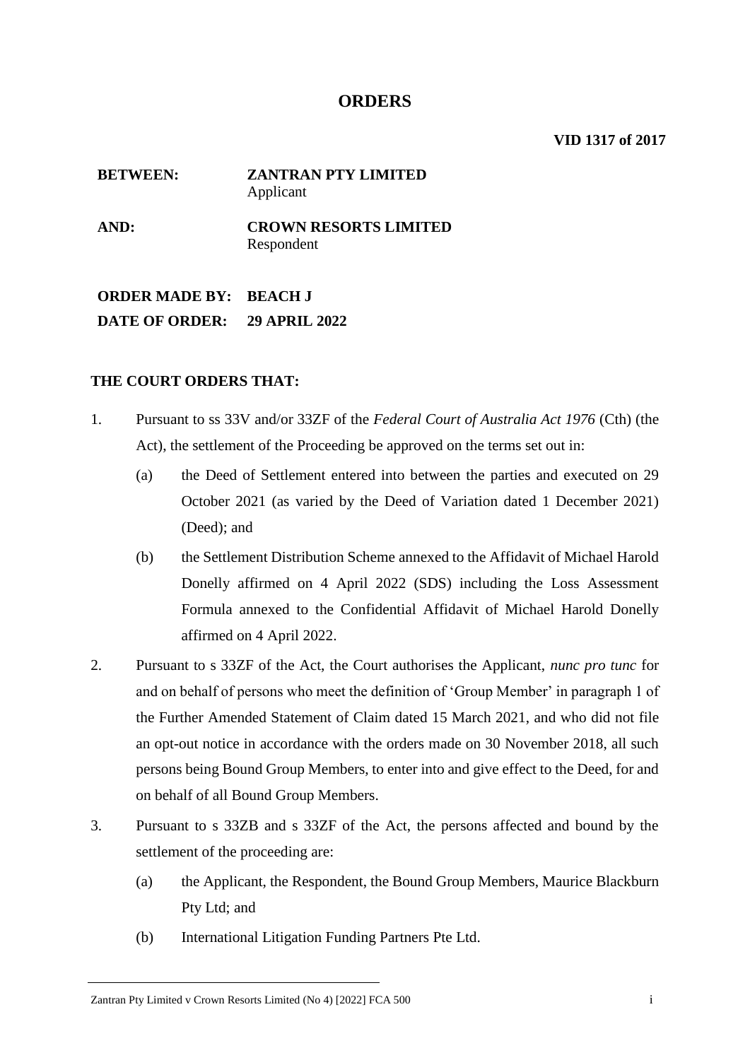# ORDERS

**VID 1317 of 2017**

**BETWEEN:** **ZANTRAN PTY LIMITED**
Applicant

**AND:** **CROWN RESORTS LIMITED**
Respondent

**ORDER MADE BY:** **BEACH J**

**DATE OF ORDER:** **29 APRIL 2022**

**THE COURT ORDERS THAT:**

1. Pursuant to ss 33V and/or 33ZF of the *Federal Court of Australia Act 1976* (Cth) (the Act), the settlement of the Proceeding be approved on the terms set out in:

   (a) the Deed of Settlement entered into between the parties and executed on 29 October 2021 (as varied by the Deed of Variation dated 1 December 2021) (Deed); and

   (b) the Settlement Distribution Scheme annexed to the Affidavit of Michael Harold Donelly affirmed on 4 April 2022 (SDS) including the Loss Assessment Formula annexed to the Confidential Affidavit of Michael Harold Donelly affirmed on 4 April 2022.

2. Pursuant to s 33ZF of the Act, the Court authorises the Applicant, *nunc pro tunc* for and on behalf of persons who meet the definition of 'Group Member' in paragraph 1 of the Further Amended Statement of Claim dated 15 March 2021, and who did not file an opt-out notice in accordance with the orders made on 30 November 2018, all such persons being Bound Group Members, to enter into and give effect to the Deed, for and on behalf of all Bound Group Members.

3. Pursuant to s 33ZB and s 33ZF of the Act, the persons affected and bound by the settlement of the proceeding are:

   (a) the Applicant, the Respondent, the Bound Group Members, Maurice Blackburn Pty Ltd; and

   (b) International Litigation Funding Partners Pte Ltd.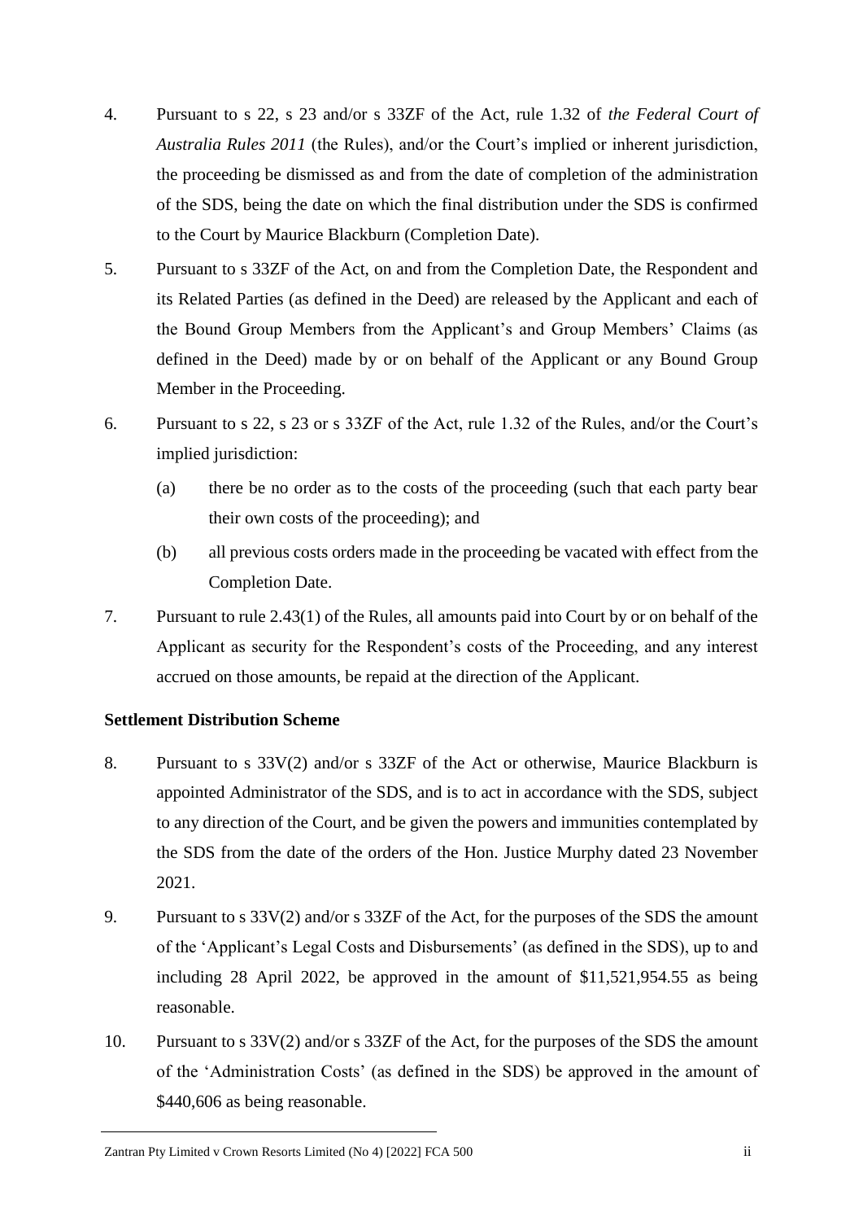4. Pursuant to s 22, s 23 and/or s 33ZF of the Act, rule 1.32 of *the Federal Court of Australia Rules 2011* (the Rules), and/or the Court's implied or inherent jurisdiction, the proceeding be dismissed as and from the date of completion of the administration of the SDS, being the date on which the final distribution under the SDS is confirmed to the Court by Maurice Blackburn (Completion Date).

5. Pursuant to s 33ZF of the Act, on and from the Completion Date, the Respondent and its Related Parties (as defined in the Deed) are released by the Applicant and each of the Bound Group Members from the Applicant's and Group Members' Claims (as defined in the Deed) made by or on behalf of the Applicant or any Bound Group Member in the Proceeding.

6. Pursuant to s 22, s 23 or s 33ZF of the Act, rule 1.32 of the Rules, and/or the Court's implied jurisdiction:

   (a) there be no order as to the costs of the proceeding (such that each party bear their own costs of the proceeding); and

   (b) all previous costs orders made in the proceeding be vacated with effect from the Completion Date.

7. Pursuant to rule 2.43(1) of the Rules, all amounts paid into Court by or on behalf of the Applicant as security for the Respondent's costs of the Proceeding, and any interest accrued on those amounts, be repaid at the direction of the Applicant.

**Settlement Distribution Scheme**

8. Pursuant to s 33V(2) and/or s 33ZF of the Act or otherwise, Maurice Blackburn is appointed Administrator of the SDS, and is to act in accordance with the SDS, subject to any direction of the Court, and be given the powers and immunities contemplated by the SDS from the date of the orders of the Hon. Justice Murphy dated 23 November 2021.

9. Pursuant to s 33V(2) and/or s 33ZF of the Act, for the purposes of the SDS the amount of the 'Applicant's Legal Costs and Disbursements' (as defined in the SDS), up to and including 28 April 2022, be approved in the amount of $11,521,954.55 as being reasonable.

10. Pursuant to s 33V(2) and/or s 33ZF of the Act, for the purposes of the SDS the amount of the 'Administration Costs' (as defined in the SDS) be approved in the amount of $440,606 as being reasonable.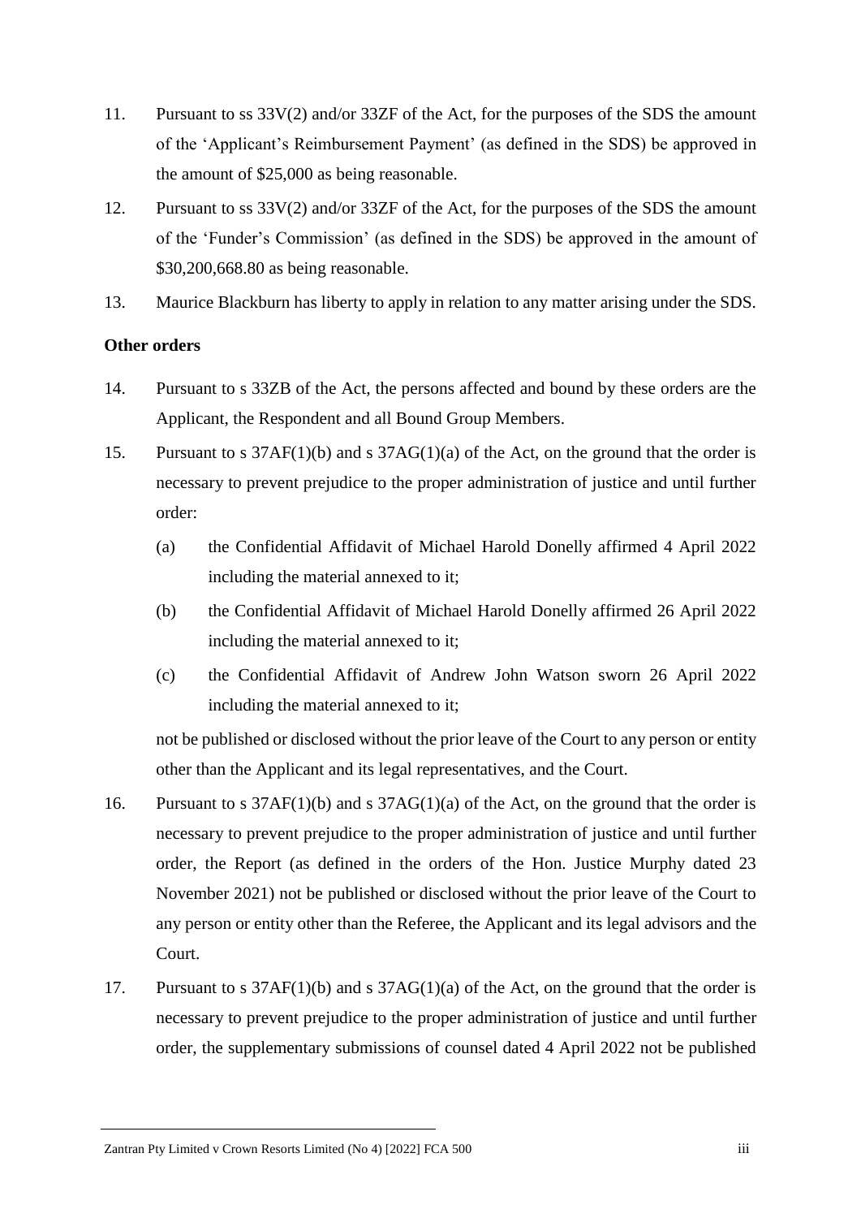11. Pursuant to ss 33V(2) and/or 33ZF of the Act, for the purposes of the SDS the amount of the 'Applicant's Reimbursement Payment' (as defined in the SDS) be approved in the amount of $25,000 as being reasonable.

12. Pursuant to ss 33V(2) and/or 33ZF of the Act, for the purposes of the SDS the amount of the 'Funder's Commission' (as defined in the SDS) be approved in the amount of $30,200,668.80 as being reasonable.

13. Maurice Blackburn has liberty to apply in relation to any matter arising under the SDS.

**Other orders**

14. Pursuant to s 33ZB of the Act, the persons affected and bound by these orders are the Applicant, the Respondent and all Bound Group Members.

15. Pursuant to s 37AF(1)(b) and s 37AG(1)(a) of the Act, on the ground that the order is necessary to prevent prejudice to the proper administration of justice and until further order:

    (a) the Confidential Affidavit of Michael Harold Donelly affirmed 4 April 2022 including the material annexed to it;

    (b) the Confidential Affidavit of Michael Harold Donelly affirmed 26 April 2022 including the material annexed to it;

    (c) the Confidential Affidavit of Andrew John Watson sworn 26 April 2022 including the material annexed to it;

    not be published or disclosed without the prior leave of the Court to any person or entity other than the Applicant and its legal representatives, and the Court.

16. Pursuant to s 37AF(1)(b) and s 37AG(1)(a) of the Act, on the ground that the order is necessary to prevent prejudice to the proper administration of justice and until further order, the Report (as defined in the orders of the Hon. Justice Murphy dated 23 November 2021) not be published or disclosed without the prior leave of the Court to any person or entity other than the Referee, the Applicant and its legal advisors and the Court.

17. Pursuant to s 37AF(1)(b) and s 37AG(1)(a) of the Act, on the ground that the order is necessary to prevent prejudice to the proper administration of justice and until further order, the supplementary submissions of counsel dated 4 April 2022 not be published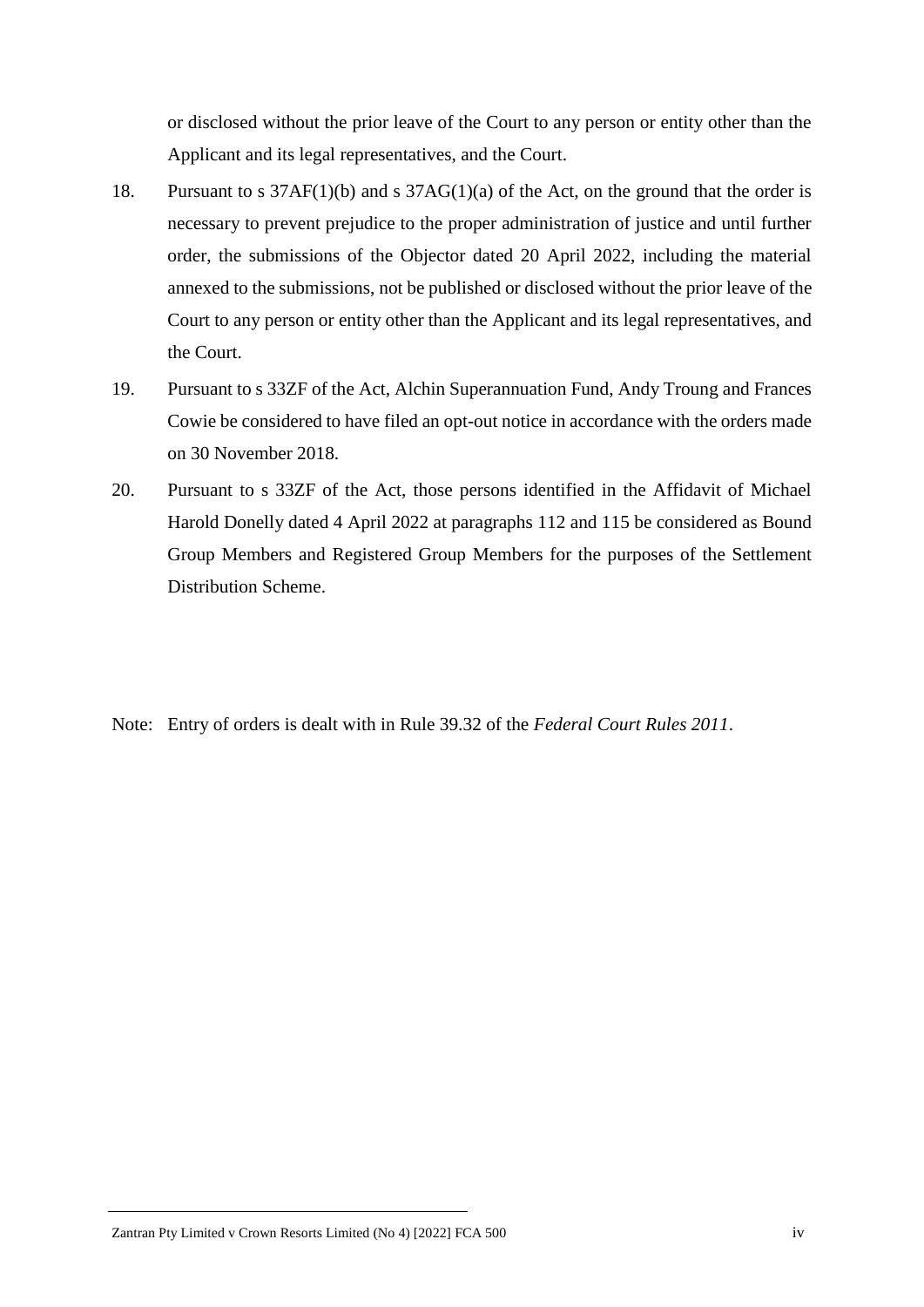or disclosed without the prior leave of the Court to any person or entity other than the Applicant and its legal representatives, and the Court.

18. Pursuant to s 37AF(1)(b) and s 37AG(1)(a) of the Act, on the ground that the order is necessary to prevent prejudice to the proper administration of justice and until further order, the submissions of the Objector dated 20 April 2022, including the material annexed to the submissions, not be published or disclosed without the prior leave of the Court to any person or entity other than the Applicant and its legal representatives, and the Court.

19. Pursuant to s 33ZF of the Act, Alchin Superannuation Fund, Andy Troung and Frances Cowie be considered to have filed an opt-out notice in accordance with the orders made on 30 November 2018.

20. Pursuant to s 33ZF of the Act, those persons identified in the Affidavit of Michael Harold Donelly dated 4 April 2022 at paragraphs 112 and 115 be considered as Bound Group Members and Registered Group Members for the purposes of the Settlement Distribution Scheme.

Note: Entry of orders is dealt with in Rule 39.32 of the *Federal Court Rules 2011*.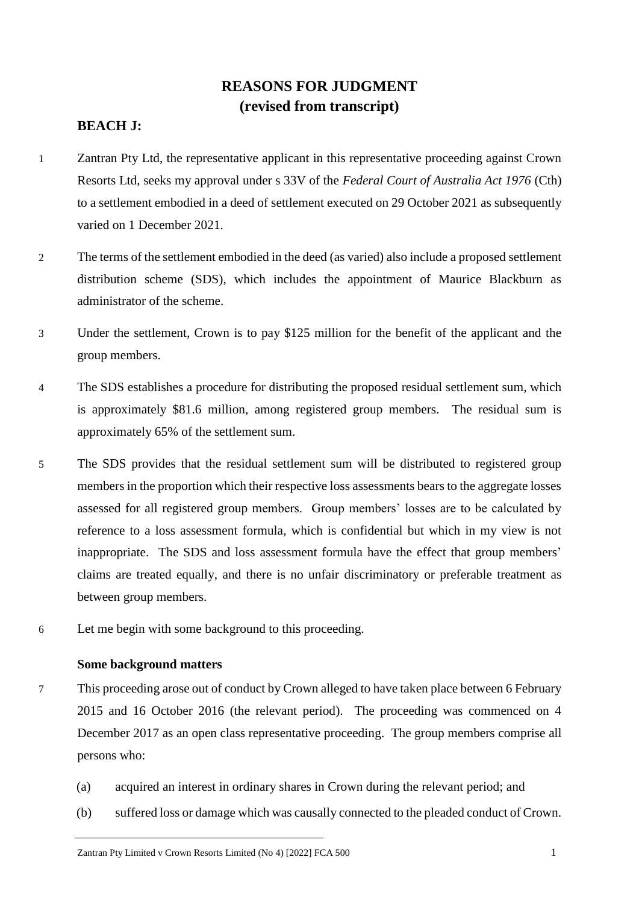# REASONS FOR JUDGMENT
## (revised from transcript)

**BEACH J:**

1 Zantran Pty Ltd, the representative applicant in this representative proceeding against Crown Resorts Ltd, seeks my approval under s 33V of the *Federal Court of Australia Act 1976* (Cth) to a settlement embodied in a deed of settlement executed on 29 October 2021 as subsequently varied on 1 December 2021.

2 The terms of the settlement embodied in the deed (as varied) also include a proposed settlement distribution scheme (SDS), which includes the appointment of Maurice Blackburn as administrator of the scheme.

3 Under the settlement, Crown is to pay $125 million for the benefit of the applicant and the group members.

4 The SDS establishes a procedure for distributing the proposed residual settlement sum, which is approximately $81.6 million, among registered group members. The residual sum is approximately 65% of the settlement sum.

5 The SDS provides that the residual settlement sum will be distributed to registered group members in the proportion which their respective loss assessments bears to the aggregate losses assessed for all registered group members. Group members' losses are to be calculated by reference to a loss assessment formula, which is confidential but which in my view is not inappropriate. The SDS and loss assessment formula have the effect that group members' claims are treated equally, and there is no unfair discriminatory or preferable treatment as between group members.

6 Let me begin with some background to this proceeding.

**Some background matters**

7 This proceeding arose out of conduct by Crown alleged to have taken place between 6 February 2015 and 16 October 2016 (the relevant period). The proceeding was commenced on 4 December 2017 as an open class representative proceeding. The group members comprise all persons who:

(a) acquired an interest in ordinary shares in Crown during the relevant period; and

(b) suffered loss or damage which was causally connected to the pleaded conduct of Crown.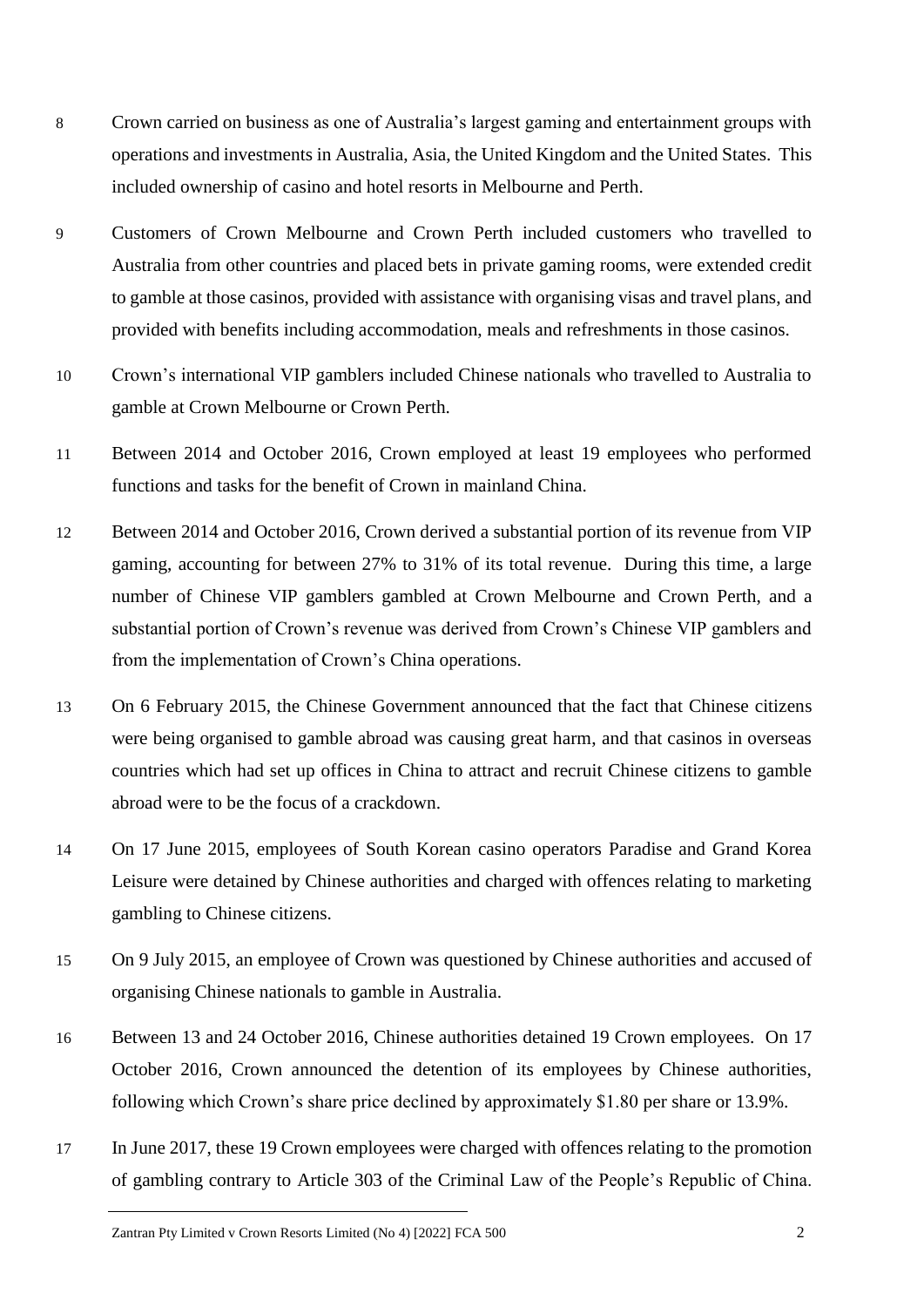8 Crown carried on business as one of Australia's largest gaming and entertainment groups with operations and investments in Australia, Asia, the United Kingdom and the United States. This included ownership of casino and hotel resorts in Melbourne and Perth.

9 Customers of Crown Melbourne and Crown Perth included customers who travelled to Australia from other countries and placed bets in private gaming rooms, were extended credit to gamble at those casinos, provided with assistance with organising visas and travel plans, and provided with benefits including accommodation, meals and refreshments in those casinos.

10 Crown's international VIP gamblers included Chinese nationals who travelled to Australia to gamble at Crown Melbourne or Crown Perth.

11 Between 2014 and October 2016, Crown employed at least 19 employees who performed functions and tasks for the benefit of Crown in mainland China.

12 Between 2014 and October 2016, Crown derived a substantial portion of its revenue from VIP gaming, accounting for between 27% to 31% of its total revenue. During this time, a large number of Chinese VIP gamblers gambled at Crown Melbourne and Crown Perth, and a substantial portion of Crown's revenue was derived from Crown's Chinese VIP gamblers and from the implementation of Crown's China operations.

13 On 6 February 2015, the Chinese Government announced that the fact that Chinese citizens were being organised to gamble abroad was causing great harm, and that casinos in overseas countries which had set up offices in China to attract and recruit Chinese citizens to gamble abroad were to be the focus of a crackdown.

14 On 17 June 2015, employees of South Korean casino operators Paradise and Grand Korea Leisure were detained by Chinese authorities and charged with offences relating to marketing gambling to Chinese citizens.

15 On 9 July 2015, an employee of Crown was questioned by Chinese authorities and accused of organising Chinese nationals to gamble in Australia.

16 Between 13 and 24 October 2016, Chinese authorities detained 19 Crown employees. On 17 October 2016, Crown announced the detention of its employees by Chinese authorities, following which Crown's share price declined by approximately $1.80 per share or 13.9%.

17 In June 2017, these 19 Crown employees were charged with offences relating to the promotion of gambling contrary to Article 303 of the Criminal Law of the People's Republic of China.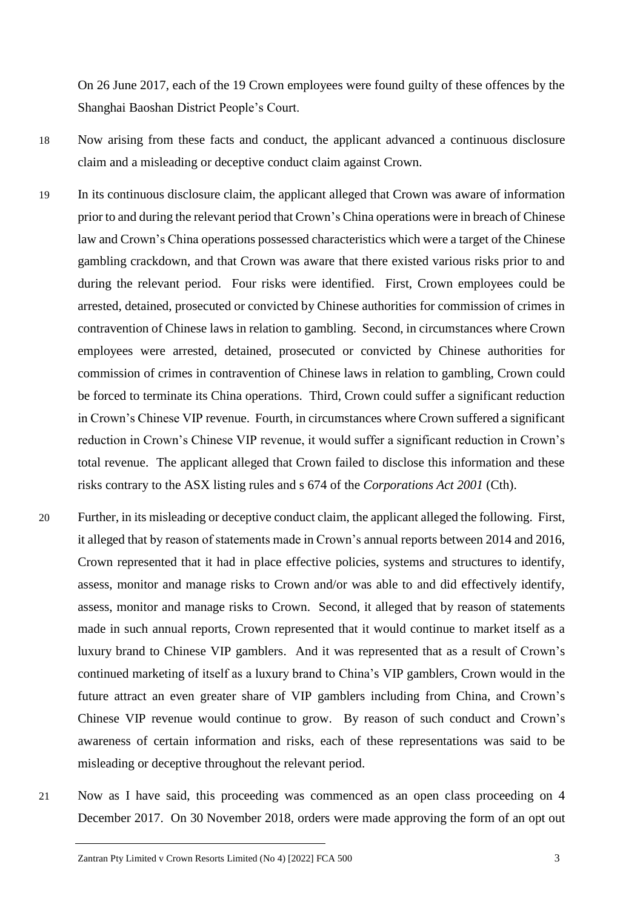On 26 June 2017, each of the 19 Crown employees were found guilty of these offences by the Shanghai Baoshan District People's Court.

18 Now arising from these facts and conduct, the applicant advanced a continuous disclosure claim and a misleading or deceptive conduct claim against Crown.

19 In its continuous disclosure claim, the applicant alleged that Crown was aware of information prior to and during the relevant period that Crown's China operations were in breach of Chinese law and Crown's China operations possessed characteristics which were a target of the Chinese gambling crackdown, and that Crown was aware that there existed various risks prior to and during the relevant period. Four risks were identified. First, Crown employees could be arrested, detained, prosecuted or convicted by Chinese authorities for commission of crimes in contravention of Chinese laws in relation to gambling. Second, in circumstances where Crown employees were arrested, detained, prosecuted or convicted by Chinese authorities for commission of crimes in contravention of Chinese laws in relation to gambling, Crown could be forced to terminate its China operations. Third, Crown could suffer a significant reduction in Crown's Chinese VIP revenue. Fourth, in circumstances where Crown suffered a significant reduction in Crown's Chinese VIP revenue, it would suffer a significant reduction in Crown's total revenue. The applicant alleged that Crown failed to disclose this information and these risks contrary to the ASX listing rules and s 674 of the *Corporations Act 2001* (Cth).

20 Further, in its misleading or deceptive conduct claim, the applicant alleged the following. First, it alleged that by reason of statements made in Crown's annual reports between 2014 and 2016, Crown represented that it had in place effective policies, systems and structures to identify, assess, monitor and manage risks to Crown and/or was able to and did effectively identify, assess, monitor and manage risks to Crown. Second, it alleged that by reason of statements made in such annual reports, Crown represented that it would continue to market itself as a luxury brand to Chinese VIP gamblers. And it was represented that as a result of Crown's continued marketing of itself as a luxury brand to China's VIP gamblers, Crown would in the future attract an even greater share of VIP gamblers including from China, and Crown's Chinese VIP revenue would continue to grow. By reason of such conduct and Crown's awareness of certain information and risks, each of these representations was said to be misleading or deceptive throughout the relevant period.

21 Now as I have said, this proceeding was commenced as an open class proceeding on 4 December 2017. On 30 November 2018, orders were made approving the form of an opt out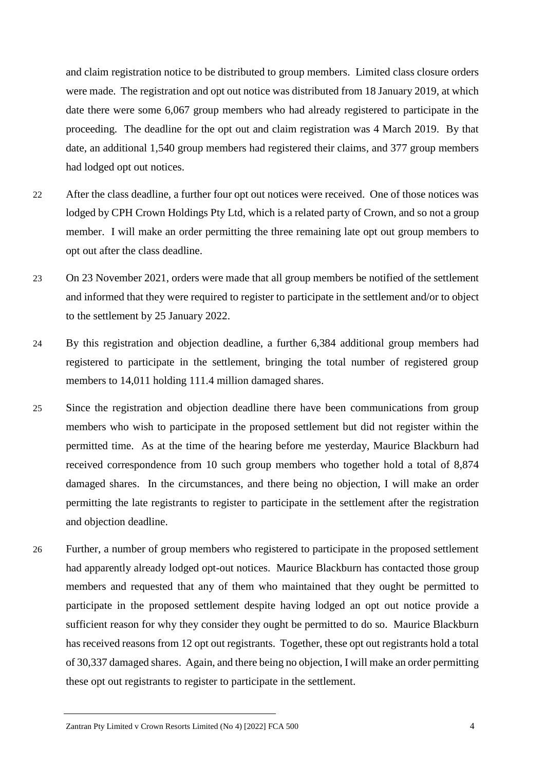and claim registration notice to be distributed to group members. Limited class closure orders were made. The registration and opt out notice was distributed from 18 January 2019, at which date there were some 6,067 group members who had already registered to participate in the proceeding. The deadline for the opt out and claim registration was 4 March 2019. By that date, an additional 1,540 group members had registered their claims, and 377 group members had lodged opt out notices.

22 After the class deadline, a further four opt out notices were received. One of those notices was lodged by CPH Crown Holdings Pty Ltd, which is a related party of Crown, and so not a group member. I will make an order permitting the three remaining late opt out group members to opt out after the class deadline.

23 On 23 November 2021, orders were made that all group members be notified of the settlement and informed that they were required to register to participate in the settlement and/or to object to the settlement by 25 January 2022.

24 By this registration and objection deadline, a further 6,384 additional group members had registered to participate in the settlement, bringing the total number of registered group members to 14,011 holding 111.4 million damaged shares.

25 Since the registration and objection deadline there have been communications from group members who wish to participate in the proposed settlement but did not register within the permitted time. As at the time of the hearing before me yesterday, Maurice Blackburn had received correspondence from 10 such group members who together hold a total of 8,874 damaged shares. In the circumstances, and there being no objection, I will make an order permitting the late registrants to register to participate in the settlement after the registration and objection deadline.

26 Further, a number of group members who registered to participate in the proposed settlement had apparently already lodged opt-out notices. Maurice Blackburn has contacted those group members and requested that any of them who maintained that they ought be permitted to participate in the proposed settlement despite having lodged an opt out notice provide a sufficient reason for why they consider they ought be permitted to do so. Maurice Blackburn has received reasons from 12 opt out registrants. Together, these opt out registrants hold a total of 30,337 damaged shares. Again, and there being no objection, I will make an order permitting these opt out registrants to register to participate in the settlement.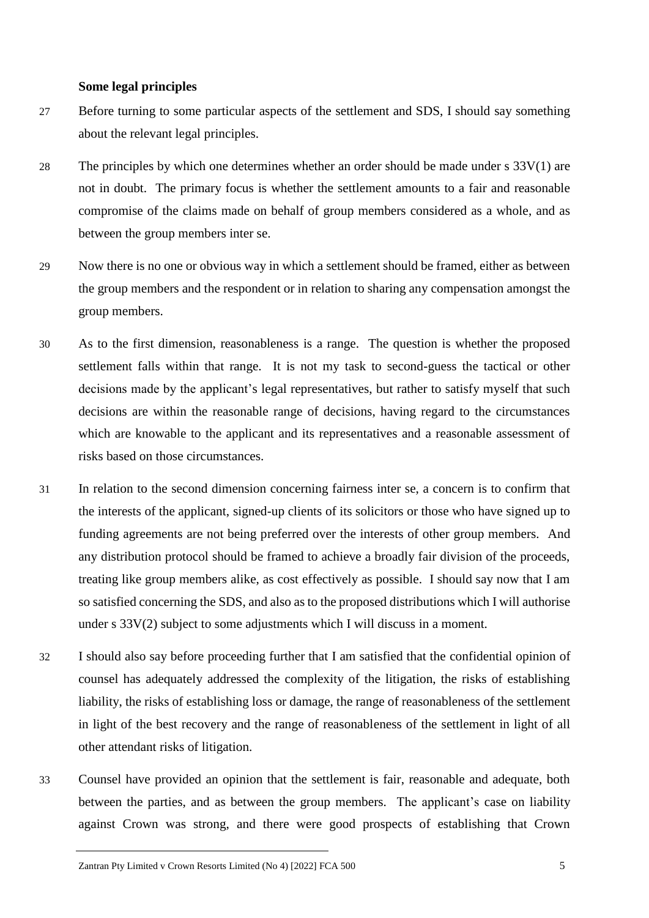**Some legal principles**

27 Before turning to some particular aspects of the settlement and SDS, I should say something about the relevant legal principles.

28 The principles by which one determines whether an order should be made under s 33V(1) are not in doubt. The primary focus is whether the settlement amounts to a fair and reasonable compromise of the claims made on behalf of group members considered as a whole, and as between the group members inter se.

29 Now there is no one or obvious way in which a settlement should be framed, either as between the group members and the respondent or in relation to sharing any compensation amongst the group members.

30 As to the first dimension, reasonableness is a range. The question is whether the proposed settlement falls within that range. It is not my task to second-guess the tactical or other decisions made by the applicant's legal representatives, but rather to satisfy myself that such decisions are within the reasonable range of decisions, having regard to the circumstances which are knowable to the applicant and its representatives and a reasonable assessment of risks based on those circumstances.

31 In relation to the second dimension concerning fairness inter se, a concern is to confirm that the interests of the applicant, signed-up clients of its solicitors or those who have signed up to funding agreements are not being preferred over the interests of other group members. And any distribution protocol should be framed to achieve a broadly fair division of the proceeds, treating like group members alike, as cost effectively as possible. I should say now that I am so satisfied concerning the SDS, and also as to the proposed distributions which I will authorise under s 33V(2) subject to some adjustments which I will discuss in a moment.

32 I should also say before proceeding further that I am satisfied that the confidential opinion of counsel has adequately addressed the complexity of the litigation, the risks of establishing liability, the risks of establishing loss or damage, the range of reasonableness of the settlement in light of the best recovery and the range of reasonableness of the settlement in light of all other attendant risks of litigation.

33 Counsel have provided an opinion that the settlement is fair, reasonable and adequate, both between the parties, and as between the group members. The applicant's case on liability against Crown was strong, and there were good prospects of establishing that Crown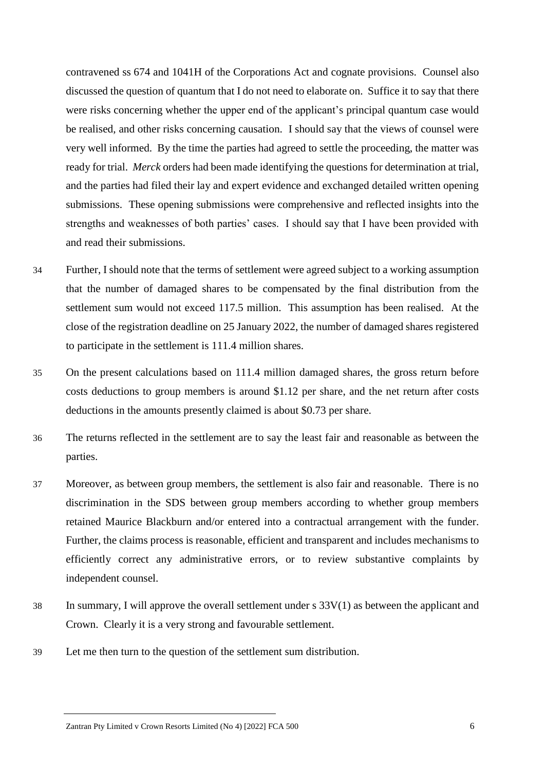contravened ss 674 and 1041H of the Corporations Act and cognate provisions. Counsel also discussed the question of quantum that I do not need to elaborate on. Suffice it to say that there were risks concerning whether the upper end of the applicant's principal quantum case would be realised, and other risks concerning causation. I should say that the views of counsel were very well informed. By the time the parties had agreed to settle the proceeding, the matter was ready for trial. *Merck* orders had been made identifying the questions for determination at trial, and the parties had filed their lay and expert evidence and exchanged detailed written opening submissions. These opening submissions were comprehensive and reflected insights into the strengths and weaknesses of both parties' cases. I should say that I have been provided with and read their submissions.

34 Further, I should note that the terms of settlement were agreed subject to a working assumption that the number of damaged shares to be compensated by the final distribution from the settlement sum would not exceed 117.5 million. This assumption has been realised. At the close of the registration deadline on 25 January 2022, the number of damaged shares registered to participate in the settlement is 111.4 million shares.

35 On the present calculations based on 111.4 million damaged shares, the gross return before costs deductions to group members is around $1.12 per share, and the net return after costs deductions in the amounts presently claimed is about $0.73 per share.

36 The returns reflected in the settlement are to say the least fair and reasonable as between the parties.

37 Moreover, as between group members, the settlement is also fair and reasonable. There is no discrimination in the SDS between group members according to whether group members retained Maurice Blackburn and/or entered into a contractual arrangement with the funder. Further, the claims process is reasonable, efficient and transparent and includes mechanisms to efficiently correct any administrative errors, or to review substantive complaints by independent counsel.

38 In summary, I will approve the overall settlement under s 33V(1) as between the applicant and Crown. Clearly it is a very strong and favourable settlement.

39 Let me then turn to the question of the settlement sum distribution.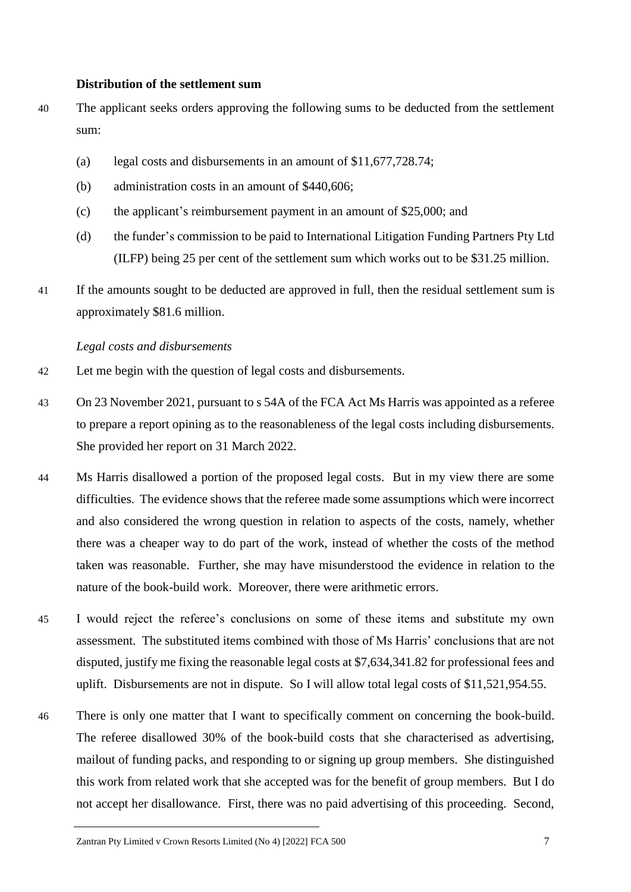**Distribution of the settlement sum**

40 The applicant seeks orders approving the following sums to be deducted from the settlement sum:

(a) legal costs and disbursements in an amount of $11,677,728.74;

(b) administration costs in an amount of $440,606;

(c) the applicant's reimbursement payment in an amount of $25,000; and

(d) the funder's commission to be paid to International Litigation Funding Partners Pty Ltd (ILFP) being 25 per cent of the settlement sum which works out to be $31.25 million.

41 If the amounts sought to be deducted are approved in full, then the residual settlement sum is approximately $81.6 million.

*Legal costs and disbursements*

42 Let me begin with the question of legal costs and disbursements.

43 On 23 November 2021, pursuant to s 54A of the FCA Act Ms Harris was appointed as a referee to prepare a report opining as to the reasonableness of the legal costs including disbursements. She provided her report on 31 March 2022.

44 Ms Harris disallowed a portion of the proposed legal costs. But in my view there are some difficulties. The evidence shows that the referee made some assumptions which were incorrect and also considered the wrong question in relation to aspects of the costs, namely, whether there was a cheaper way to do part of the work, instead of whether the costs of the method taken was reasonable. Further, she may have misunderstood the evidence in relation to the nature of the book-build work. Moreover, there were arithmetic errors.

45 I would reject the referee's conclusions on some of these items and substitute my own assessment. The substituted items combined with those of Ms Harris' conclusions that are not disputed, justify me fixing the reasonable legal costs at $7,634,341.82 for professional fees and uplift. Disbursements are not in dispute. So I will allow total legal costs of $11,521,954.55.

46 There is only one matter that I want to specifically comment on concerning the book-build. The referee disallowed 30% of the book-build costs that she characterised as advertising, mailout of funding packs, and responding to or signing up group members. She distinguished this work from related work that she accepted was for the benefit of group members. But I do not accept her disallowance. First, there was no paid advertising of this proceeding. Second,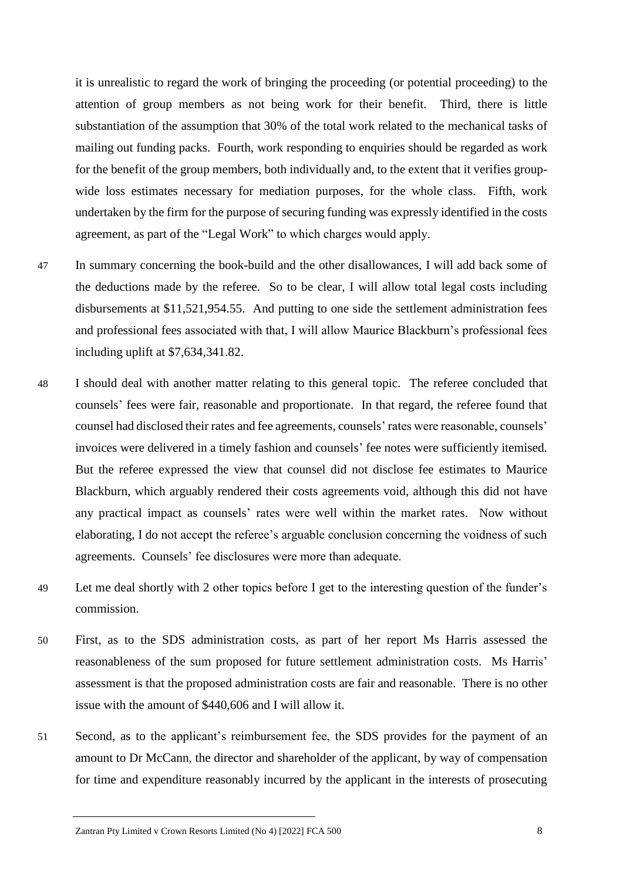it is unrealistic to regard the work of bringing the proceeding (or potential proceeding) to the attention of group members as not being work for their benefit. Third, there is little substantiation of the assumption that 30% of the total work related to the mechanical tasks of mailing out funding packs. Fourth, work responding to enquiries should be regarded as work for the benefit of the group members, both individually and, to the extent that it verifies group-wide loss estimates necessary for mediation purposes, for the whole class. Fifth, work undertaken by the firm for the purpose of securing funding was expressly identified in the costs agreement, as part of the "Legal Work" to which charges would apply.

47 In summary concerning the book-build and the other disallowances, I will add back some of the deductions made by the referee. So to be clear, I will allow total legal costs including disbursements at $11,521,954.55. And putting to one side the settlement administration fees and professional fees associated with that, I will allow Maurice Blackburn's professional fees including uplift at $7,634,341.82.

48 I should deal with another matter relating to this general topic. The referee concluded that counsels' fees were fair, reasonable and proportionate. In that regard, the referee found that counsel had disclosed their rates and fee agreements, counsels' rates were reasonable, counsels' invoices were delivered in a timely fashion and counsels' fee notes were sufficiently itemised. But the referee expressed the view that counsel did not disclose fee estimates to Maurice Blackburn, which arguably rendered their costs agreements void, although this did not have any practical impact as counsels' rates were well within the market rates. Now without elaborating, I do not accept the referee's arguable conclusion concerning the voidness of such agreements. Counsels' fee disclosures were more than adequate.

49 Let me deal shortly with 2 other topics before I get to the interesting question of the funder's commission.

50 First, as to the SDS administration costs, as part of her report Ms Harris assessed the reasonableness of the sum proposed for future settlement administration costs. Ms Harris' assessment is that the proposed administration costs are fair and reasonable. There is no other issue with the amount of $440,606 and I will allow it.

51 Second, as to the applicant's reimbursement fee, the SDS provides for the payment of an amount to Dr McCann, the director and shareholder of the applicant, by way of compensation for time and expenditure reasonably incurred by the applicant in the interests of prosecuting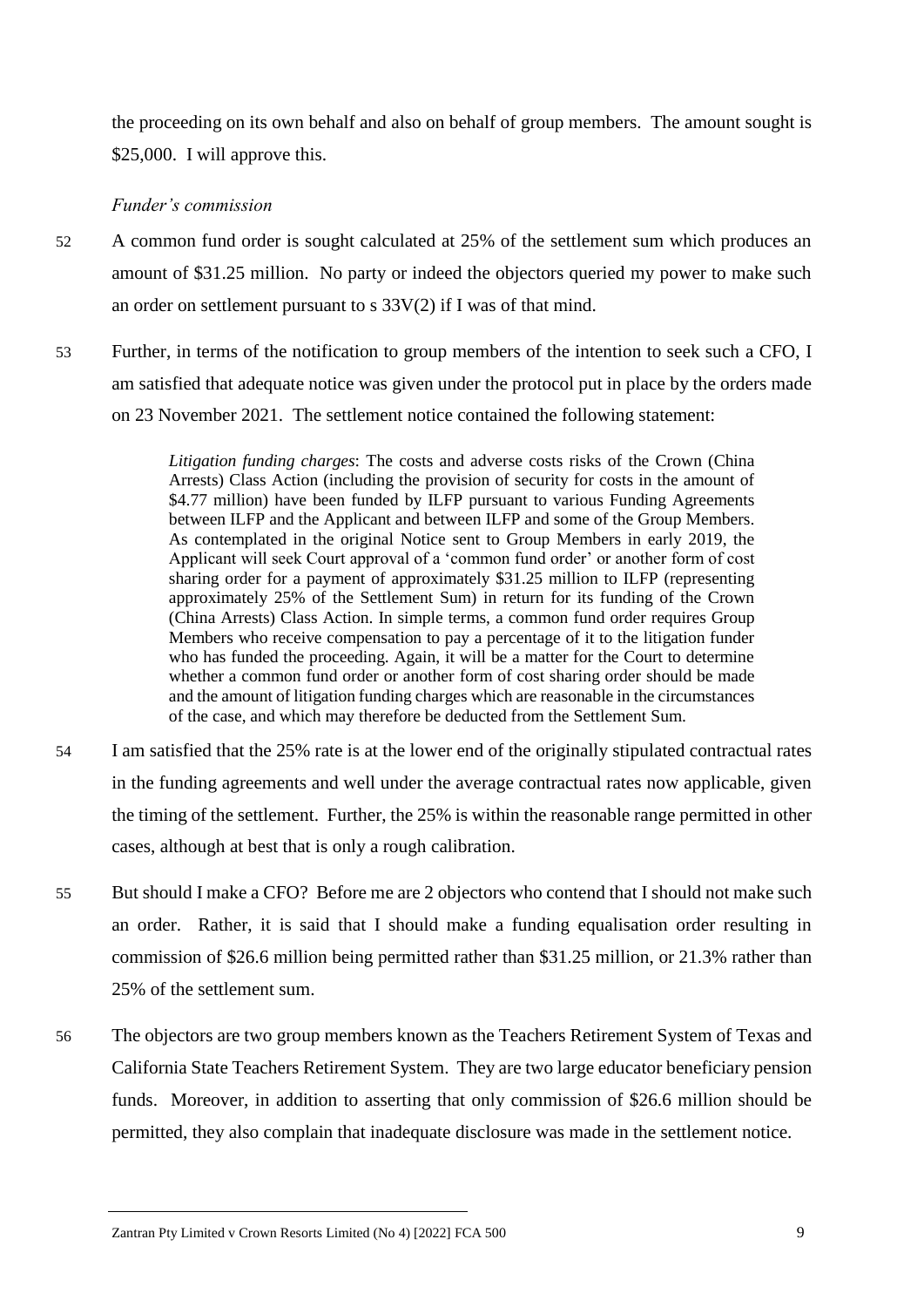the proceeding on its own behalf and also on behalf of group members. The amount sought is $25,000. I will approve this.

*Funder's commission*

52 A common fund order is sought calculated at 25% of the settlement sum which produces an amount of $31.25 million. No party or indeed the objectors queried my power to make such an order on settlement pursuant to s 33V(2) if I was of that mind.

53 Further, in terms of the notification to group members of the intention to seek such a CFO, I am satisfied that adequate notice was given under the protocol put in place by the orders made on 23 November 2021. The settlement notice contained the following statement:

> *Litigation funding charges*: The costs and adverse costs risks of the Crown (China Arrests) Class Action (including the provision of security for costs in the amount of $4.77 million) have been funded by ILFP pursuant to various Funding Agreements between ILFP and the Applicant and between ILFP and some of the Group Members. As contemplated in the original Notice sent to Group Members in early 2019, the Applicant will seek Court approval of a 'common fund order' or another form of cost sharing order for a payment of approximately $31.25 million to ILFP (representing approximately 25% of the Settlement Sum) in return for its funding of the Crown (China Arrests) Class Action. In simple terms, a common fund order requires Group Members who receive compensation to pay a percentage of it to the litigation funder who has funded the proceeding. Again, it will be a matter for the Court to determine whether a common fund order or another form of cost sharing order should be made and the amount of litigation funding charges which are reasonable in the circumstances of the case, and which may therefore be deducted from the Settlement Sum.

54 I am satisfied that the 25% rate is at the lower end of the originally stipulated contractual rates in the funding agreements and well under the average contractual rates now applicable, given the timing of the settlement. Further, the 25% is within the reasonable range permitted in other cases, although at best that is only a rough calibration.

55 But should I make a CFO? Before me are 2 objectors who contend that I should not make such an order. Rather, it is said that I should make a funding equalisation order resulting in commission of $26.6 million being permitted rather than $31.25 million, or 21.3% rather than 25% of the settlement sum.

56 The objectors are two group members known as the Teachers Retirement System of Texas and California State Teachers Retirement System. They are two large educator beneficiary pension funds. Moreover, in addition to asserting that only commission of $26.6 million should be permitted, they also complain that inadequate disclosure was made in the settlement notice.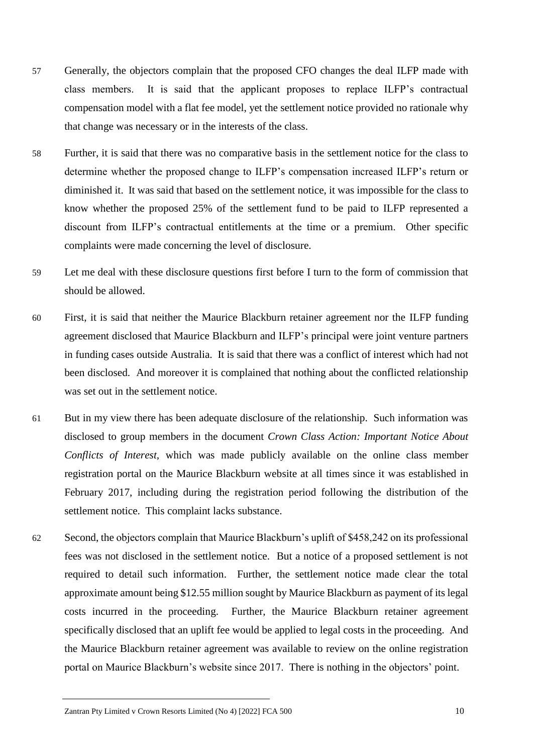57 Generally, the objectors complain that the proposed CFO changes the deal ILFP made with class members. It is said that the applicant proposes to replace ILFP's contractual compensation model with a flat fee model, yet the settlement notice provided no rationale why that change was necessary or in the interests of the class.

58 Further, it is said that there was no comparative basis in the settlement notice for the class to determine whether the proposed change to ILFP's compensation increased ILFP's return or diminished it. It was said that based on the settlement notice, it was impossible for the class to know whether the proposed 25% of the settlement fund to be paid to ILFP represented a discount from ILFP's contractual entitlements at the time or a premium. Other specific complaints were made concerning the level of disclosure.

59 Let me deal with these disclosure questions first before I turn to the form of commission that should be allowed.

60 First, it is said that neither the Maurice Blackburn retainer agreement nor the ILFP funding agreement disclosed that Maurice Blackburn and ILFP's principal were joint venture partners in funding cases outside Australia. It is said that there was a conflict of interest which had not been disclosed. And moreover it is complained that nothing about the conflicted relationship was set out in the settlement notice.

61 But in my view there has been adequate disclosure of the relationship. Such information was disclosed to group members in the document *Crown Class Action: Important Notice About Conflicts of Interest,* which was made publicly available on the online class member registration portal on the Maurice Blackburn website at all times since it was established in February 2017, including during the registration period following the distribution of the settlement notice. This complaint lacks substance.

62 Second, the objectors complain that Maurice Blackburn's uplift of $458,242 on its professional fees was not disclosed in the settlement notice. But a notice of a proposed settlement is not required to detail such information. Further, the settlement notice made clear the total approximate amount being $12.55 million sought by Maurice Blackburn as payment of its legal costs incurred in the proceeding. Further, the Maurice Blackburn retainer agreement specifically disclosed that an uplift fee would be applied to legal costs in the proceeding. And the Maurice Blackburn retainer agreement was available to review on the online registration portal on Maurice Blackburn's website since 2017. There is nothing in the objectors' point.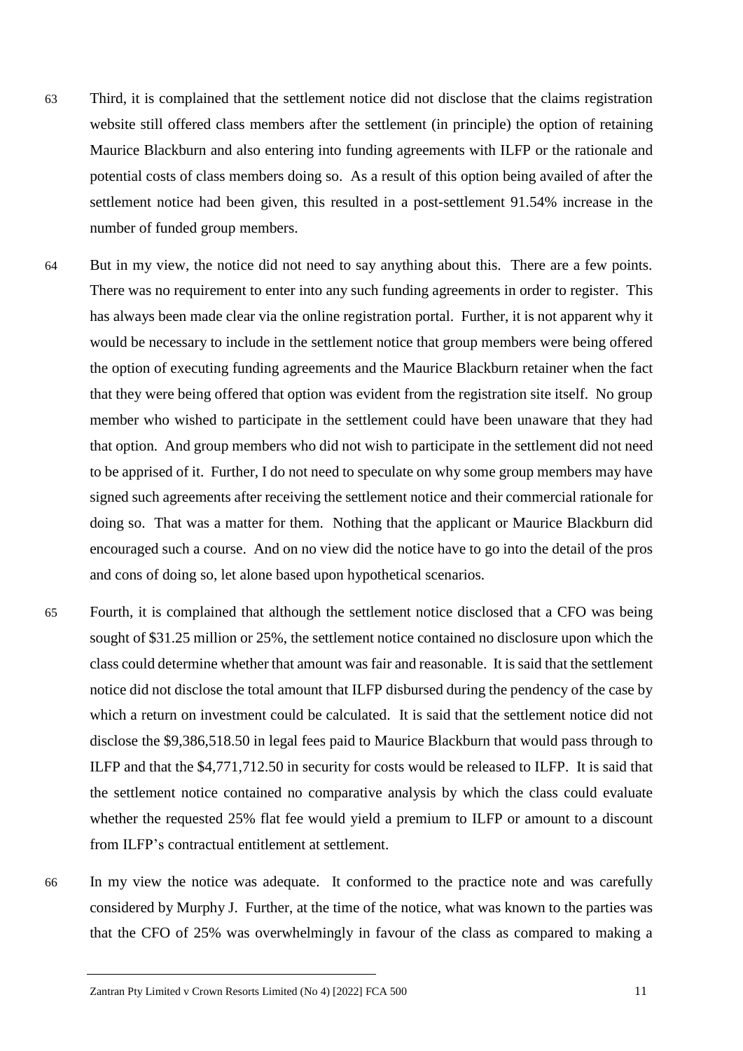63 Third, it is complained that the settlement notice did not disclose that the claims registration website still offered class members after the settlement (in principle) the option of retaining Maurice Blackburn and also entering into funding agreements with ILFP or the rationale and potential costs of class members doing so. As a result of this option being availed of after the settlement notice had been given, this resulted in a post-settlement 91.54% increase in the number of funded group members.

64 But in my view, the notice did not need to say anything about this. There are a few points. There was no requirement to enter into any such funding agreements in order to register. This has always been made clear via the online registration portal. Further, it is not apparent why it would be necessary to include in the settlement notice that group members were being offered the option of executing funding agreements and the Maurice Blackburn retainer when the fact that they were being offered that option was evident from the registration site itself. No group member who wished to participate in the settlement could have been unaware that they had that option. And group members who did not wish to participate in the settlement did not need to be apprised of it. Further, I do not need to speculate on why some group members may have signed such agreements after receiving the settlement notice and their commercial rationale for doing so. That was a matter for them. Nothing that the applicant or Maurice Blackburn did encouraged such a course. And on no view did the notice have to go into the detail of the pros and cons of doing so, let alone based upon hypothetical scenarios.

65 Fourth, it is complained that although the settlement notice disclosed that a CFO was being sought of $31.25 million or 25%, the settlement notice contained no disclosure upon which the class could determine whether that amount was fair and reasonable. It is said that the settlement notice did not disclose the total amount that ILFP disbursed during the pendency of the case by which a return on investment could be calculated. It is said that the settlement notice did not disclose the $9,386,518.50 in legal fees paid to Maurice Blackburn that would pass through to ILFP and that the $4,771,712.50 in security for costs would be released to ILFP. It is said that the settlement notice contained no comparative analysis by which the class could evaluate whether the requested 25% flat fee would yield a premium to ILFP or amount to a discount from ILFP's contractual entitlement at settlement.

66 In my view the notice was adequate. It conformed to the practice note and was carefully considered by Murphy J. Further, at the time of the notice, what was known to the parties was that the CFO of 25% was overwhelmingly in favour of the class as compared to making a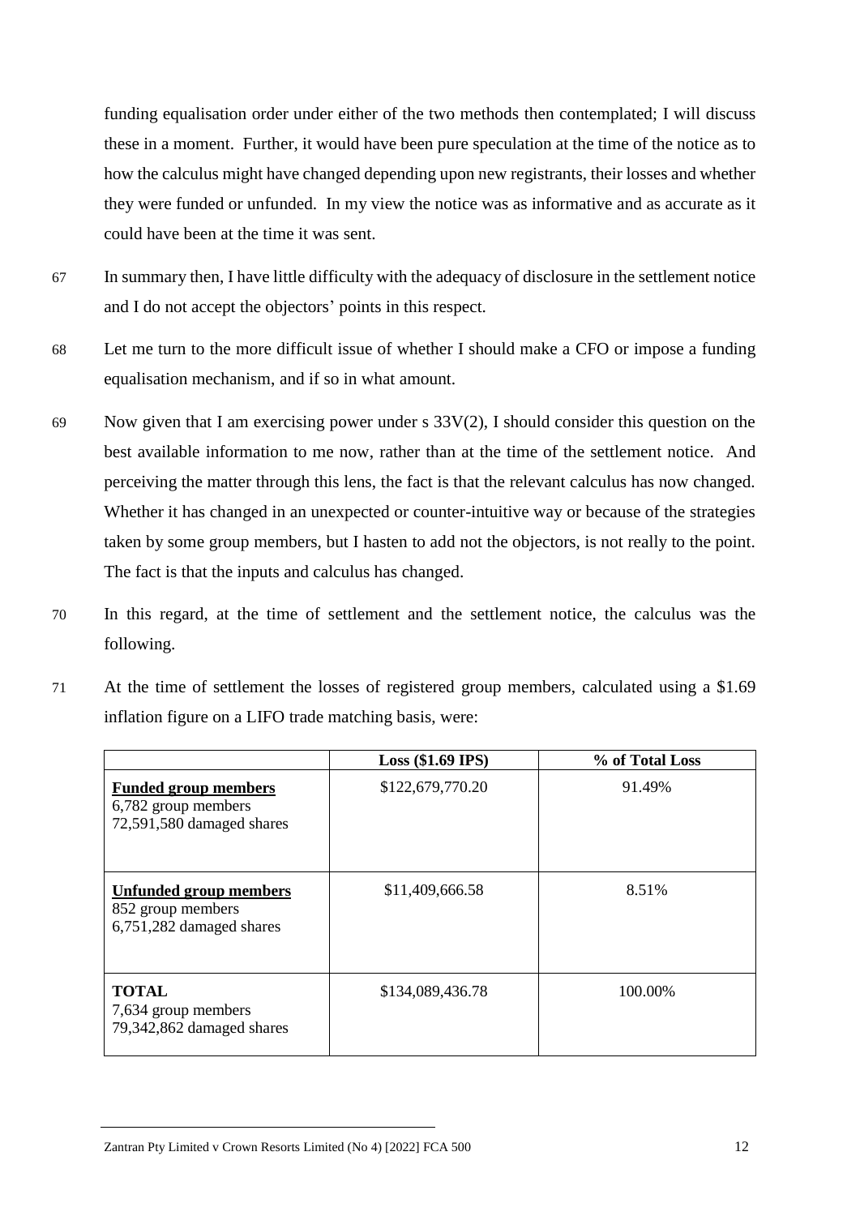funding equalisation order under either of the two methods then contemplated; I will discuss these in a moment. Further, it would have been pure speculation at the time of the notice as to how the calculus might have changed depending upon new registrants, their losses and whether they were funded or unfunded. In my view the notice was as informative and as accurate as it could have been at the time it was sent.

67 In summary then, I have little difficulty with the adequacy of disclosure in the settlement notice and I do not accept the objectors' points in this respect.

68 Let me turn to the more difficult issue of whether I should make a CFO or impose a funding equalisation mechanism, and if so in what amount.

69 Now given that I am exercising power under s 33V(2), I should consider this question on the best available information to me now, rather than at the time of the settlement notice. And perceiving the matter through this lens, the fact is that the relevant calculus has now changed. Whether it has changed in an unexpected or counter-intuitive way or because of the strategies taken by some group members, but I hasten to add not the objectors, is not really to the point. The fact is that the inputs and calculus has changed.

70 In this regard, at the time of settlement and the settlement notice, the calculus was the following.

71 At the time of settlement the losses of registered group members, calculated using a \$1.69 inflation figure on a LIFO trade matching basis, were:

| | **Loss (\$1.69 IPS)** | **% of Total Loss** |
|---|---|---|
| **Funded group members**<br>6,782 group members<br>72,591,580 damaged shares | \$122,679,770.20 | 91.49% |
| **Unfunded group members**<br>852 group members<br>6,751,282 damaged shares | \$11,409,666.58 | 8.51% |
| **TOTAL**<br>7,634 group members<br>79,342,862 damaged shares | \$134,089,436.78 | 100.00% |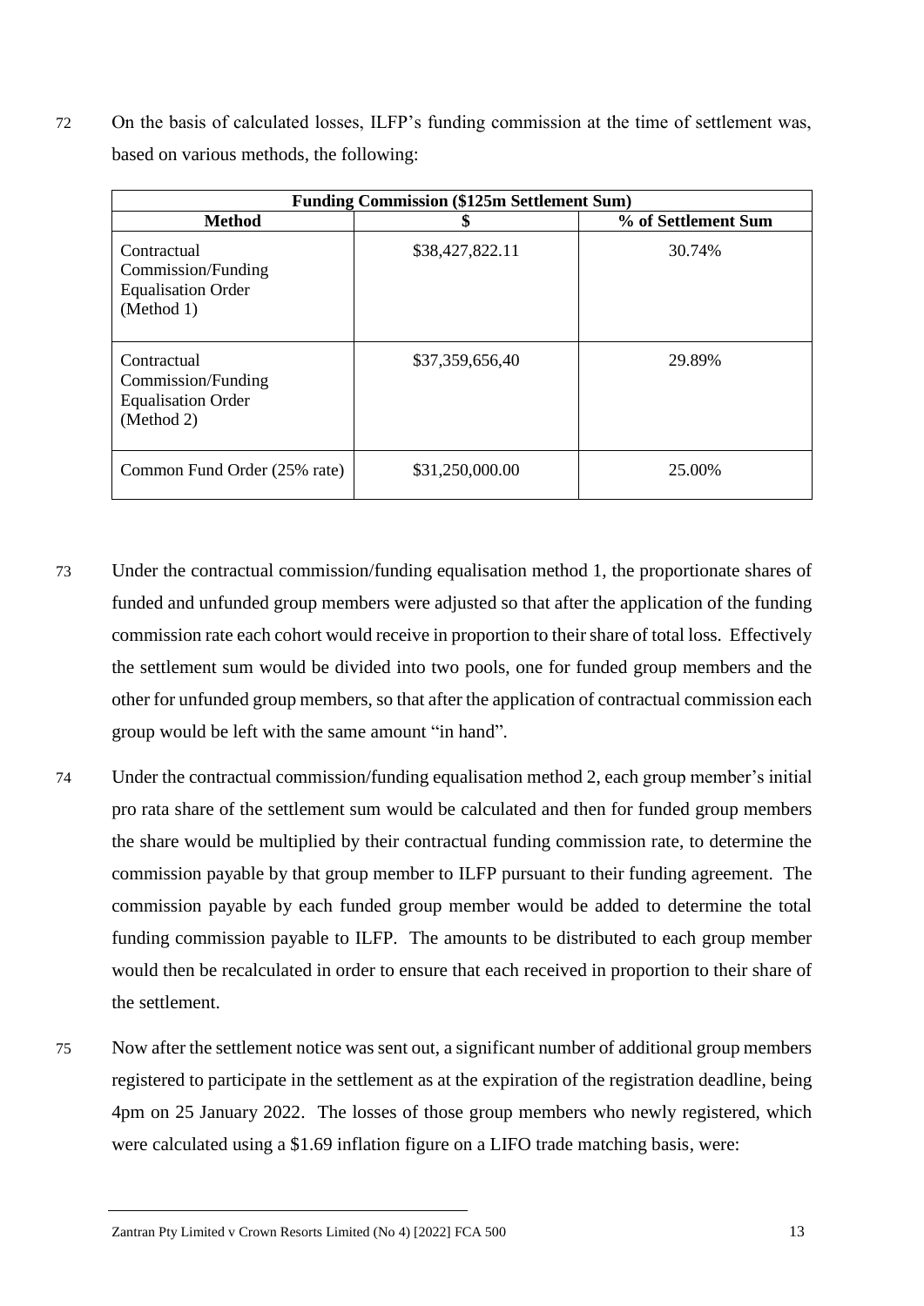72 On the basis of calculated losses, ILFP's funding commission at the time of settlement was, based on various methods, the following:

| **Funding Commission ($125m Settlement Sum)** | | |
|---|---|---|
| **Method** | **$** | **% of Settlement Sum** |
| Contractual Commission/Funding Equalisation Order (Method 1) | $38,427,822.11 | 30.74% |
| Contractual Commission/Funding Equalisation Order (Method 2) | $37,359,656,40 | 29.89% |
| Common Fund Order (25% rate) | $31,250,000.00 | 25.00% |

73 Under the contractual commission/funding equalisation method 1, the proportionate shares of funded and unfunded group members were adjusted so that after the application of the funding commission rate each cohort would receive in proportion to their share of total loss. Effectively the settlement sum would be divided into two pools, one for funded group members and the other for unfunded group members, so that after the application of contractual commission each group would be left with the same amount "in hand".

74 Under the contractual commission/funding equalisation method 2, each group member's initial pro rata share of the settlement sum would be calculated and then for funded group members the share would be multiplied by their contractual funding commission rate, to determine the commission payable by that group member to ILFP pursuant to their funding agreement. The commission payable by each funded group member would be added to determine the total funding commission payable to ILFP. The amounts to be distributed to each group member would then be recalculated in order to ensure that each received in proportion to their share of the settlement.

75 Now after the settlement notice was sent out, a significant number of additional group members registered to participate in the settlement as at the expiration of the registration deadline, being 4pm on 25 January 2022. The losses of those group members who newly registered, which were calculated using a $1.69 inflation figure on a LIFO trade matching basis, were: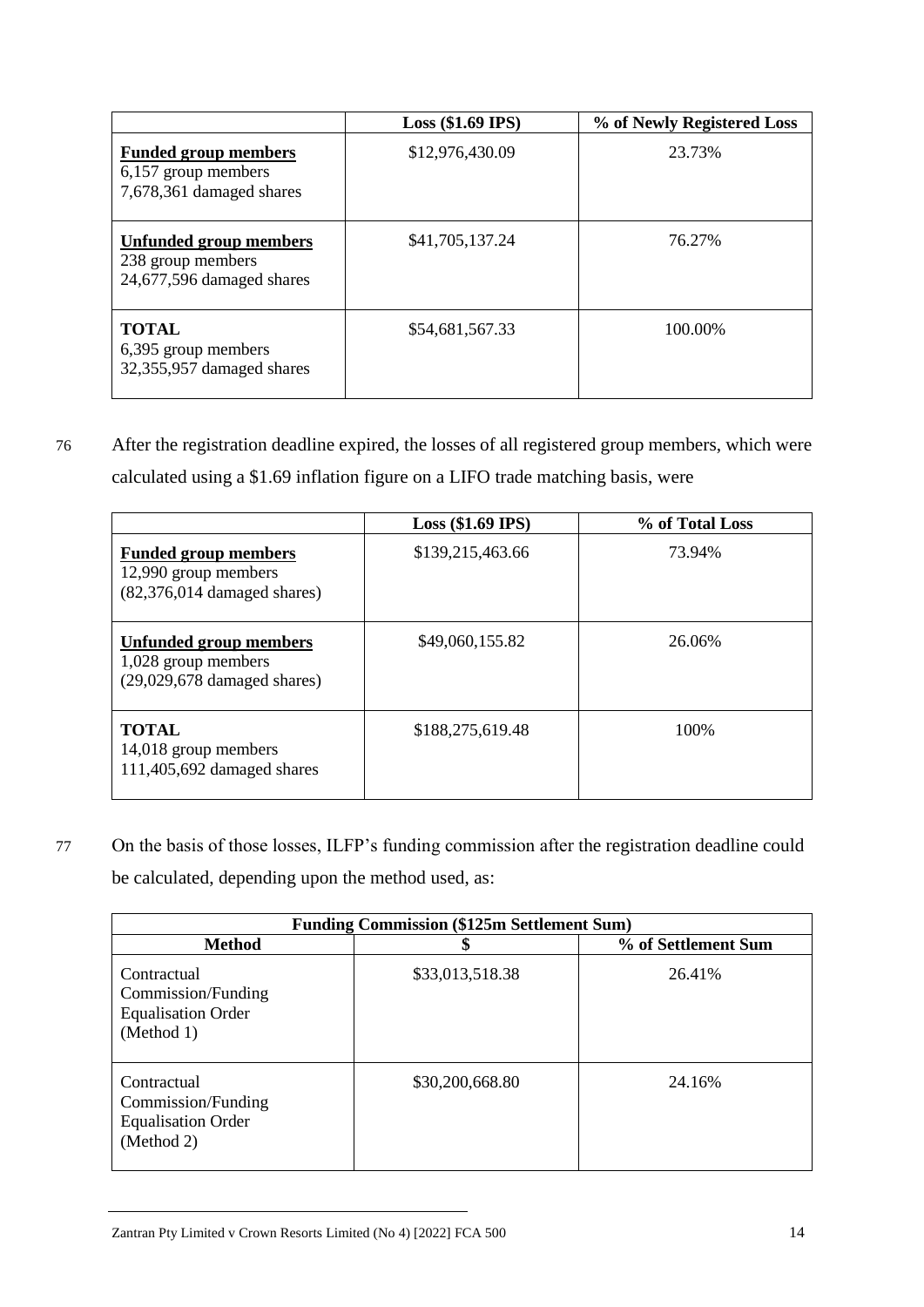| | Loss ($1.69 IPS) | % of Newly Registered Loss |
|---|---|---|
| **Funded group members**<br>6,157 group members<br>7,678,361 damaged shares | $12,976,430.09 | 23.73% |
| **Unfunded group members**<br>238 group members<br>24,677,596 damaged shares | $41,705,137.24 | 76.27% |
| **TOTAL**<br>6,395 group members<br>32,355,957 damaged shares | $54,681,567.33 | 100.00% |

76 After the registration deadline expired, the losses of all registered group members, which were calculated using a $1.69 inflation figure on a LIFO trade matching basis, were

| | Loss ($1.69 IPS) | % of Total Loss |
|---|---|---|
| **Funded group members**<br>12,990 group members<br>(82,376,014 damaged shares) | $139,215,463.66 | 73.94% |
| **Unfunded group members**<br>1,028 group members<br>(29,029,678 damaged shares) | $49,060,155.82 | 26.06% |
| **TOTAL**<br>14,018 group members<br>111,405,692 damaged shares | $188,275,619.48 | 100% |

77 On the basis of those losses, ILFP's funding commission after the registration deadline could be calculated, depending upon the method used, as:

| **Funding Commission ($125m Settlement Sum)** | | |
|---|---|---|
| **Method** | **$** | **% of Settlement Sum** |
| Contractual Commission/Funding Equalisation Order (Method 1) | $33,013,518.38 | 26.41% |
| Contractual Commission/Funding Equalisation Order (Method 2) | $30,200,668.80 | 24.16% |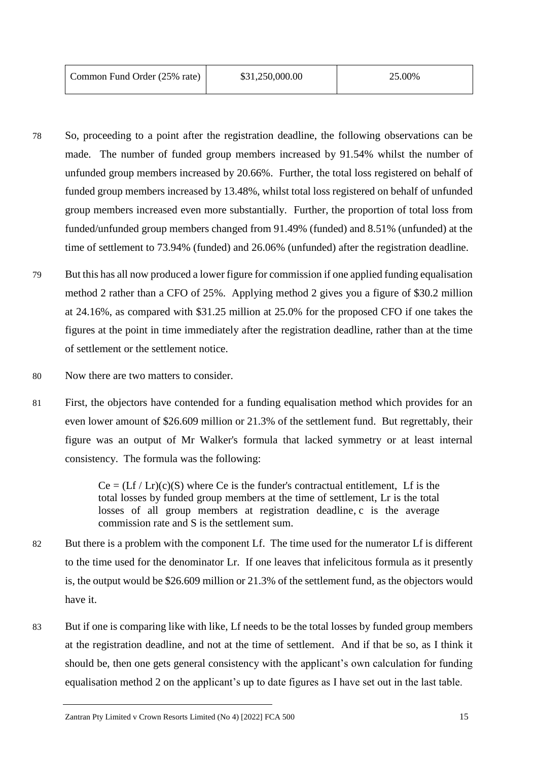| Common Fund Order (25% rate) | \$31,250,000.00 | 25.00% |
|---|---|---|

78 So, proceeding to a point after the registration deadline, the following observations can be made. The number of funded group members increased by 91.54% whilst the number of unfunded group members increased by 20.66%. Further, the total loss registered on behalf of funded group members increased by 13.48%, whilst total loss registered on behalf of unfunded group members increased even more substantially. Further, the proportion of total loss from funded/unfunded group members changed from 91.49% (funded) and 8.51% (unfunded) at the time of settlement to 73.94% (funded) and 26.06% (unfunded) after the registration deadline.

79 But this has all now produced a lower figure for commission if one applied funding equalisation method 2 rather than a CFO of 25%. Applying method 2 gives you a figure of \$30.2 million at 24.16%, as compared with \$31.25 million at 25.0% for the proposed CFO if one takes the figures at the point in time immediately after the registration deadline, rather than at the time of settlement or the settlement notice.

80 Now there are two matters to consider.

81 First, the objectors have contended for a funding equalisation method which provides for an even lower amount of \$26.609 million or 21.3% of the settlement fund. But regrettably, their figure was an output of Mr Walker's formula that lacked symmetry or at least internal consistency. The formula was the following:

> $Ce = (Lf / Lr)(c)(S)$ where Ce is the funder's contractual entitlement, Lf is the total losses by funded group members at the time of settlement, Lr is the total losses of all group members at registration deadline, c is the average commission rate and S is the settlement sum.

82 But there is a problem with the component Lf. The time used for the numerator Lf is different to the time used for the denominator Lr. If one leaves that infelicitous formula as it presently is, the output would be \$26.609 million or 21.3% of the settlement fund, as the objectors would have it.

83 But if one is comparing like with like, Lf needs to be the total losses by funded group members at the registration deadline, and not at the time of settlement. And if that be so, as I think it should be, then one gets general consistency with the applicant's own calculation for funding equalisation method 2 on the applicant's up to date figures as I have set out in the last table.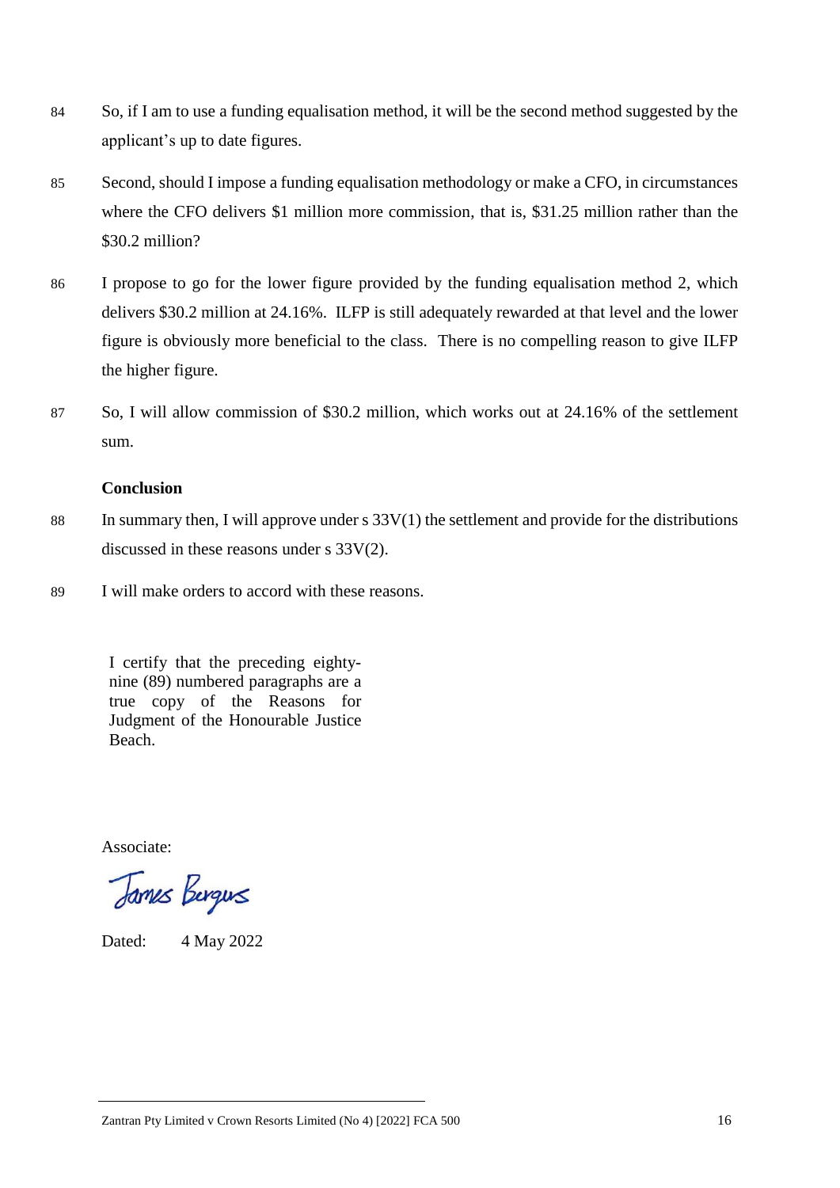84 So, if I am to use a funding equalisation method, it will be the second method suggested by the applicant's up to date figures.

85 Second, should I impose a funding equalisation methodology or make a CFO, in circumstances where the CFO delivers $1 million more commission, that is, $31.25 million rather than the $30.2 million?

86 I propose to go for the lower figure provided by the funding equalisation method 2, which delivers $30.2 million at 24.16%. ILFP is still adequately rewarded at that level and the lower figure is obviously more beneficial to the class. There is no compelling reason to give ILFP the higher figure.

87 So, I will allow commission of $30.2 million, which works out at 24.16% of the settlement sum.

**Conclusion**

88 In summary then, I will approve under s 33V(1) the settlement and provide for the distributions discussed in these reasons under s 33V(2).

89 I will make orders to accord with these reasons.

I certify that the preceding eighty-nine (89) numbered paragraphs are a true copy of the Reasons for Judgment of the Honourable Justice Beach.

Associate:

James Burgess

Dated: 4 May 2022